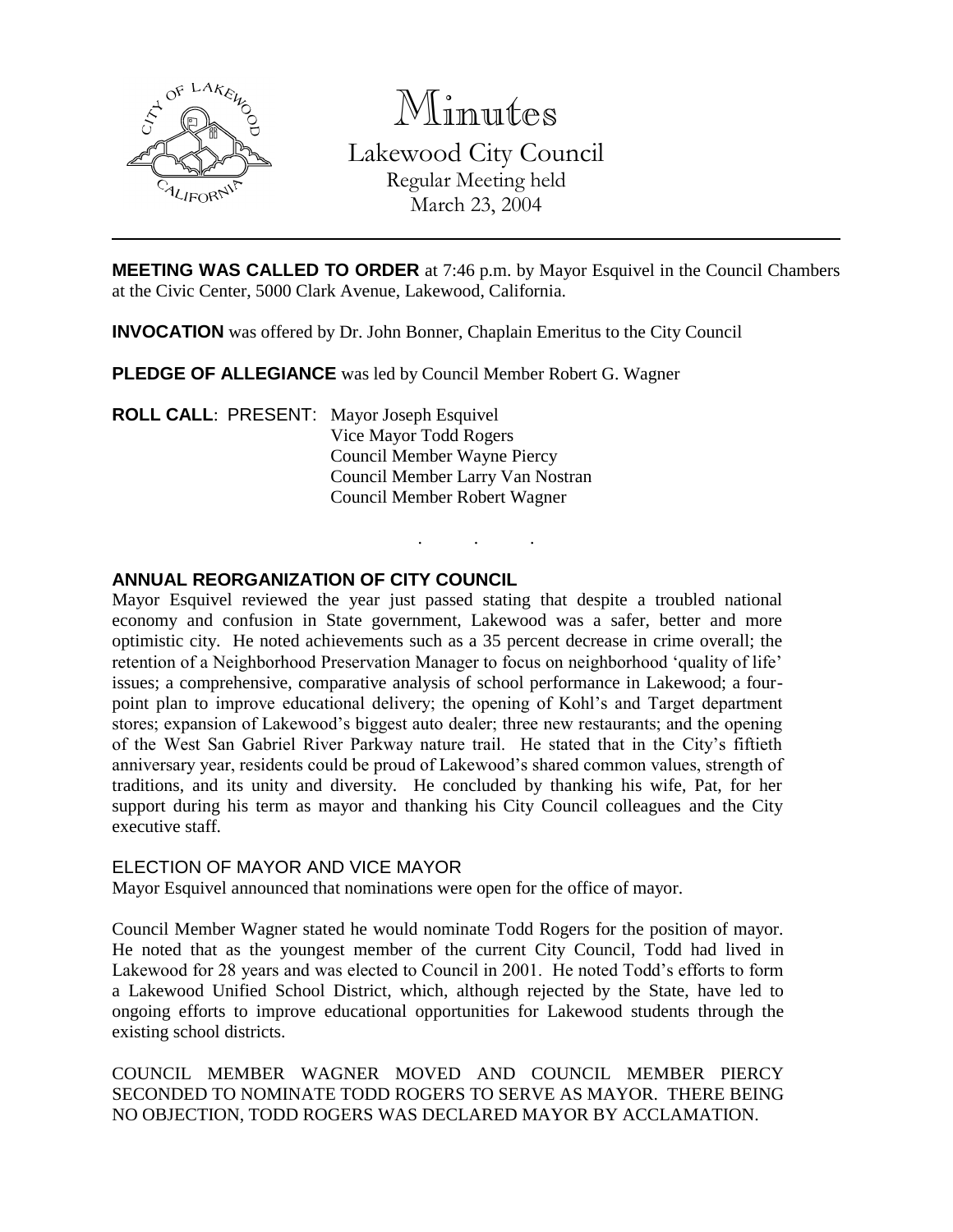# Minutes

Lakewood City Council
Regular Meeting held
March 23, 2004

---

**MEETING WAS CALLED TO ORDER** at 7:46 p.m. by Mayor Esquivel in the Council Chambers at the Civic Center, 5000 Clark Avenue, Lakewood, California.

**INVOCATION** was offered by Dr. John Bonner, Chaplain Emeritus to the City Council

**PLEDGE OF ALLEGIANCE** was led by Council Member Robert G. Wagner

**ROLL CALL**: PRESENT: Mayor Joseph Esquivel
Vice Mayor Todd Rogers
Council Member Wayne Piercy
Council Member Larry Van Nostran
Council Member Robert Wagner

. . .

## ANNUAL REORGANIZATION OF CITY COUNCIL

Mayor Esquivel reviewed the year just passed stating that despite a troubled national economy and confusion in State government, Lakewood was a safer, better and more optimistic city. He noted achievements such as a 35 percent decrease in crime overall; the retention of a Neighborhood Preservation Manager to focus on neighborhood 'quality of life' issues; a comprehensive, comparative analysis of school performance in Lakewood; a four-point plan to improve educational delivery; the opening of Kohl's and Target department stores; expansion of Lakewood's biggest auto dealer; three new restaurants; and the opening of the West San Gabriel River Parkway nature trail. He stated that in the City's fiftieth anniversary year, residents could be proud of Lakewood's shared common values, strength of traditions, and its unity and diversity. He concluded by thanking his wife, Pat, for her support during his term as mayor and thanking his City Council colleagues and the City executive staff.

### ELECTION OF MAYOR AND VICE MAYOR

Mayor Esquivel announced that nominations were open for the office of mayor.

Council Member Wagner stated he would nominate Todd Rogers for the position of mayor. He noted that as the youngest member of the current City Council, Todd had lived in Lakewood for 28 years and was elected to Council in 2001. He noted Todd's efforts to form a Lakewood Unified School District, which, although rejected by the State, have led to ongoing efforts to improve educational opportunities for Lakewood students through the existing school districts.

COUNCIL MEMBER WAGNER MOVED AND COUNCIL MEMBER PIERCY SECONDED TO NOMINATE TODD ROGERS TO SERVE AS MAYOR. THERE BEING NO OBJECTION, TODD ROGERS WAS DECLARED MAYOR BY ACCLAMATION.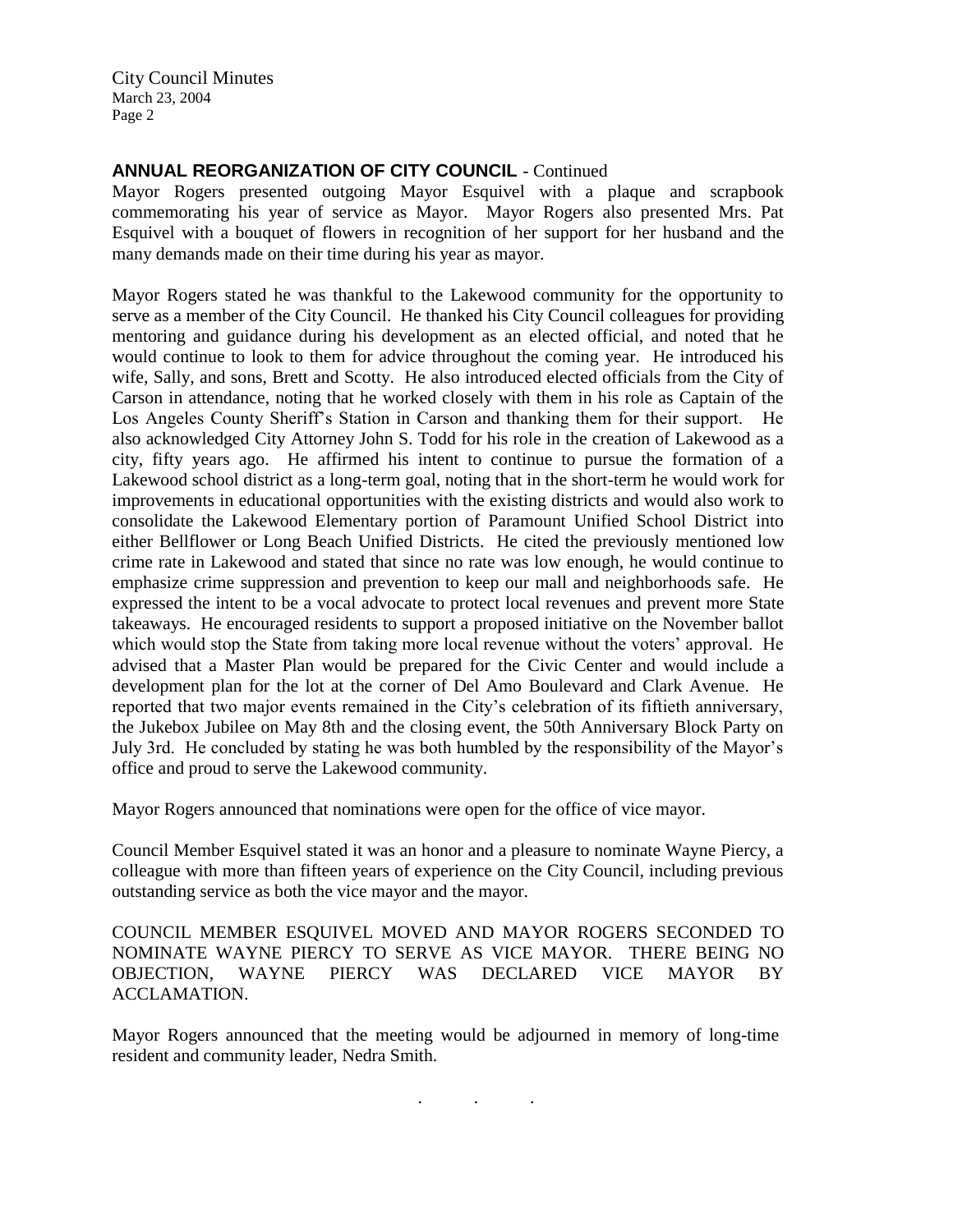## ANNUAL REORGANIZATION OF CITY COUNCIL - Continued

Mayor Rogers presented outgoing Mayor Esquivel with a plaque and scrapbook commemorating his year of service as Mayor. Mayor Rogers also presented Mrs. Pat Esquivel with a bouquet of flowers in recognition of her support for her husband and the many demands made on their time during his year as mayor.

Mayor Rogers stated he was thankful to the Lakewood community for the opportunity to serve as a member of the City Council. He thanked his City Council colleagues for providing mentoring and guidance during his development as an elected official, and noted that he would continue to look to them for advice throughout the coming year. He introduced his wife, Sally, and sons, Brett and Scotty. He also introduced elected officials from the City of Carson in attendance, noting that he worked closely with them in his role as Captain of the Los Angeles County Sheriff's Station in Carson and thanking them for their support. He also acknowledged City Attorney John S. Todd for his role in the creation of Lakewood as a city, fifty years ago. He affirmed his intent to continue to pursue the formation of a Lakewood school district as a long-term goal, noting that in the short-term he would work for improvements in educational opportunities with the existing districts and would also work to consolidate the Lakewood Elementary portion of Paramount Unified School District into either Bellflower or Long Beach Unified Districts. He cited the previously mentioned low crime rate in Lakewood and stated that since no rate was low enough, he would continue to emphasize crime suppression and prevention to keep our mall and neighborhoods safe. He expressed the intent to be a vocal advocate to protect local revenues and prevent more State takeaways. He encouraged residents to support a proposed initiative on the November ballot which would stop the State from taking more local revenue without the voters' approval. He advised that a Master Plan would be prepared for the Civic Center and would include a development plan for the lot at the corner of Del Amo Boulevard and Clark Avenue. He reported that two major events remained in the City's celebration of its fiftieth anniversary, the Jukebox Jubilee on May 8th and the closing event, the 50th Anniversary Block Party on July 3rd. He concluded by stating he was both humbled by the responsibility of the Mayor's office and proud to serve the Lakewood community.

Mayor Rogers announced that nominations were open for the office of vice mayor.

Council Member Esquivel stated it was an honor and a pleasure to nominate Wayne Piercy, a colleague with more than fifteen years of experience on the City Council, including previous outstanding service as both the vice mayor and the mayor.

COUNCIL MEMBER ESQUIVEL MOVED AND MAYOR ROGERS SECONDED TO NOMINATE WAYNE PIERCY TO SERVE AS VICE MAYOR. THERE BEING NO OBJECTION, WAYNE PIERCY WAS DECLARED VICE MAYOR BY ACCLAMATION.

Mayor Rogers announced that the meeting would be adjourned in memory of long-time resident and community leader, Nedra Smith.

. . .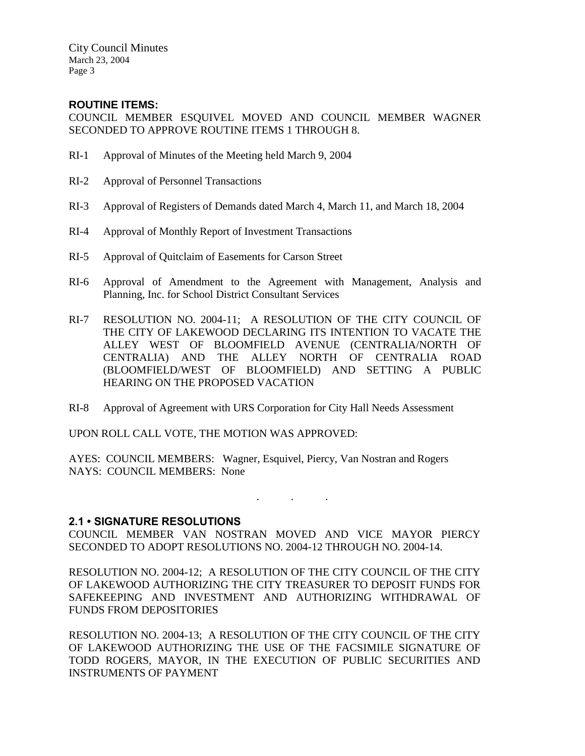## ROUTINE ITEMS:

COUNCIL MEMBER ESQUIVEL MOVED AND COUNCIL MEMBER WAGNER SECONDED TO APPROVE ROUTINE ITEMS 1 THROUGH 8.

RI-1 Approval of Minutes of the Meeting held March 9, 2004

RI-2 Approval of Personnel Transactions

RI-3 Approval of Registers of Demands dated March 4, March 11, and March 18, 2004

RI-4 Approval of Monthly Report of Investment Transactions

RI-5 Approval of Quitclaim of Easements for Carson Street

RI-6 Approval of Amendment to the Agreement with Management, Analysis and Planning, Inc. for School District Consultant Services

RI-7 RESOLUTION NO. 2004-11; A RESOLUTION OF THE CITY COUNCIL OF THE CITY OF LAKEWOOD DECLARING ITS INTENTION TO VACATE THE ALLEY WEST OF BLOOMFIELD AVENUE (CENTRALIA/NORTH OF CENTRALIA) AND THE ALLEY NORTH OF CENTRALIA ROAD (BLOOMFIELD/WEST OF BLOOMFIELD) AND SETTING A PUBLIC HEARING ON THE PROPOSED VACATION

RI-8 Approval of Agreement with URS Corporation for City Hall Needs Assessment

UPON ROLL CALL VOTE, THE MOTION WAS APPROVED:

AYES: COUNCIL MEMBERS: Wagner, Esquivel, Piercy, Van Nostran and Rogers
NAYS: COUNCIL MEMBERS: None

. . .

## 2.1 • SIGNATURE RESOLUTIONS

COUNCIL MEMBER VAN NOSTRAN MOVED AND VICE MAYOR PIERCY SECONDED TO ADOPT RESOLUTIONS NO. 2004-12 THROUGH NO. 2004-14.

RESOLUTION NO. 2004-12; A RESOLUTION OF THE CITY COUNCIL OF THE CITY OF LAKEWOOD AUTHORIZING THE CITY TREASURER TO DEPOSIT FUNDS FOR SAFEKEEPING AND INVESTMENT AND AUTHORIZING WITHDRAWAL OF FUNDS FROM DEPOSITORIES

RESOLUTION NO. 2004-13; A RESOLUTION OF THE CITY COUNCIL OF THE CITY OF LAKEWOOD AUTHORIZING THE USE OF THE FACSIMILE SIGNATURE OF TODD ROGERS, MAYOR, IN THE EXECUTION OF PUBLIC SECURITIES AND INSTRUMENTS OF PAYMENT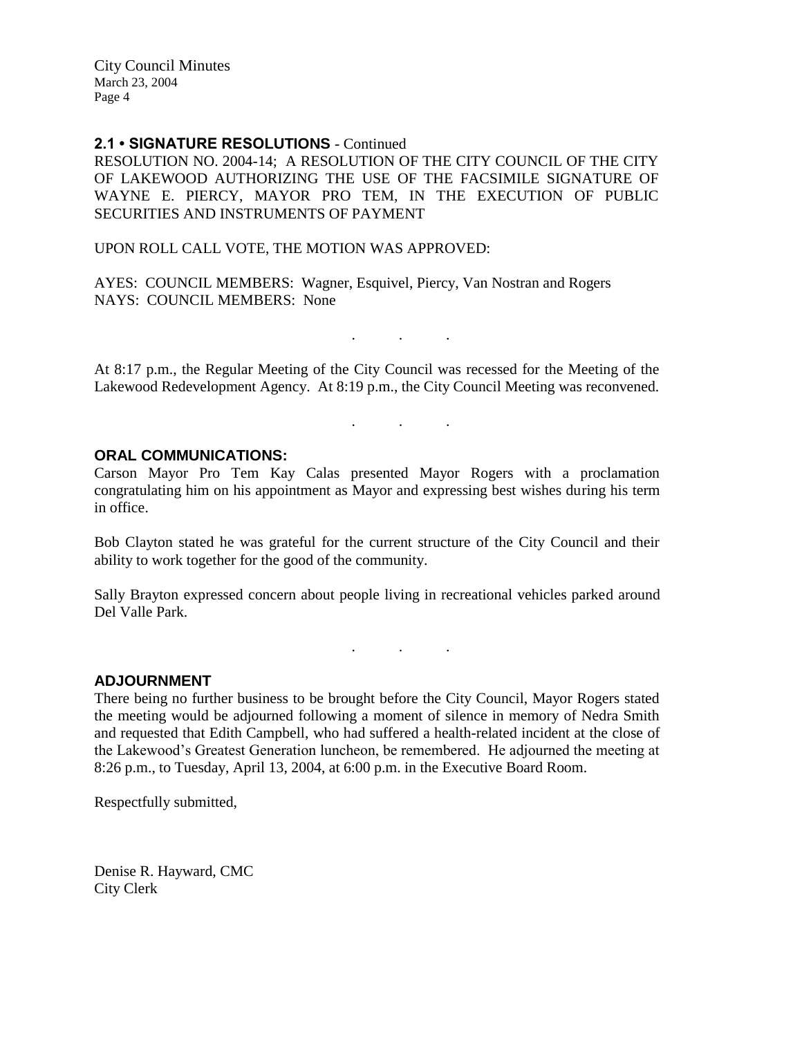**2.1 • SIGNATURE RESOLUTIONS** - Continued

RESOLUTION NO. 2004-14; A RESOLUTION OF THE CITY COUNCIL OF THE CITY OF LAKEWOOD AUTHORIZING THE USE OF THE FACSIMILE SIGNATURE OF WAYNE E. PIERCY, MAYOR PRO TEM, IN THE EXECUTION OF PUBLIC SECURITIES AND INSTRUMENTS OF PAYMENT

UPON ROLL CALL VOTE, THE MOTION WAS APPROVED:

AYES: COUNCIL MEMBERS: Wagner, Esquivel, Piercy, Van Nostran and Rogers
NAYS: COUNCIL MEMBERS: None

. . .

At 8:17 p.m., the Regular Meeting of the City Council was recessed for the Meeting of the Lakewood Redevelopment Agency. At 8:19 p.m., the City Council Meeting was reconvened.

. . .

## ORAL COMMUNICATIONS:

Carson Mayor Pro Tem Kay Calas presented Mayor Rogers with a proclamation congratulating him on his appointment as Mayor and expressing best wishes during his term in office.

Bob Clayton stated he was grateful for the current structure of the City Council and their ability to work together for the good of the community.

Sally Brayton expressed concern about people living in recreational vehicles parked around Del Valle Park.

. . .

## ADJOURNMENT

There being no further business to be brought before the City Council, Mayor Rogers stated the meeting would be adjourned following a moment of silence in memory of Nedra Smith and requested that Edith Campbell, who had suffered a health-related incident at the close of the Lakewood's Greatest Generation luncheon, be remembered. He adjourned the meeting at 8:26 p.m., to Tuesday, April 13, 2004, at 6:00 p.m. in the Executive Board Room.

Respectfully submitted,

Denise R. Hayward, CMC
City Clerk